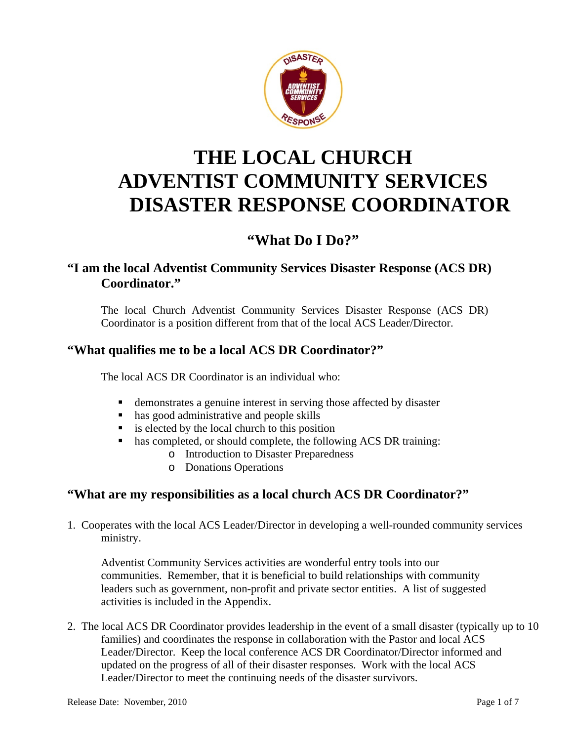# THE LOCAL CHURCH ADVENTIST COMMUNITY SERVICES DISASTER RESPONSE COORDINATOR

## "What Do I Do?"

### "I am the local Adventist Community Services Disaster Response (ACS DR) Coordinator."

The local Church Adventist Community Services Disaster Response (ACS DR) Coordinator is a position different from that of the local ACS Leader/Director.

### "What qualifies me to be a local ACS DR Coordinator?"

The local ACS DR Coordinator is an individual who:

- demonstrates a genuine interest in serving those affected by disaster
- has good administrative and people skills
- is elected by the local church to this position
- has completed, or should complete, the following ACS DR training:
  - Introduction to Disaster Preparedness
  - Donations Operations

### "What are my responsibilities as a local church ACS DR Coordinator?"

1. Cooperates with the local ACS Leader/Director in developing a well-rounded community services ministry.

   Adventist Community Services activities are wonderful entry tools into our communities. Remember, that it is beneficial to build relationships with community leaders such as government, non-profit and private sector entities. A list of suggested activities is included in the Appendix.

2. The local ACS DR Coordinator provides leadership in the event of a small disaster (typically up to 10 families) and coordinates the response in collaboration with the Pastor and local ACS Leader/Director. Keep the local conference ACS DR Coordinator/Director informed and updated on the progress of all of their disaster responses. Work with the local ACS Leader/Director to meet the continuing needs of the disaster survivors.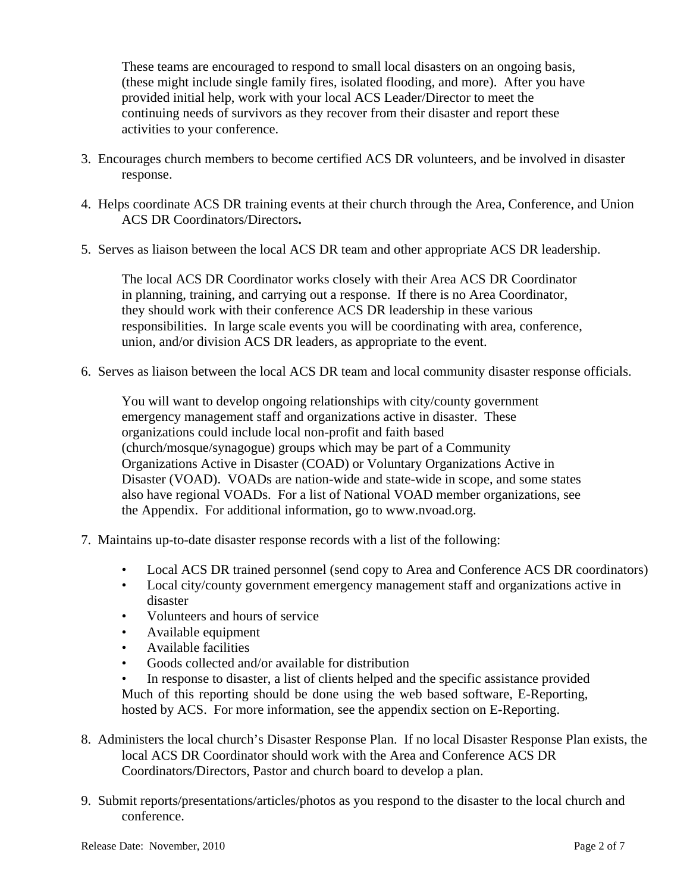These teams are encouraged to respond to small local disasters on an ongoing basis, (these might include single family fires, isolated flooding, and more). After you have provided initial help, work with your local ACS Leader/Director to meet the continuing needs of survivors as they recover from their disaster and report these activities to your conference.

3. Encourages church members to become certified ACS DR volunteers, and be involved in disaster response.

4. Helps coordinate ACS DR training events at their church through the Area, Conference, and Union ACS DR Coordinators/Directors**.**

5. Serves as liaison between the local ACS DR team and other appropriate ACS DR leadership.

   The local ACS DR Coordinator works closely with their Area ACS DR Coordinator in planning, training, and carrying out a response. If there is no Area Coordinator, they should work with their conference ACS DR leadership in these various responsibilities. In large scale events you will be coordinating with area, conference, union, and/or division ACS DR leaders, as appropriate to the event.

6. Serves as liaison between the local ACS DR team and local community disaster response officials.

   You will want to develop ongoing relationships with city/county government emergency management staff and organizations active in disaster. These organizations could include local non-profit and faith based (church/mosque/synagogue) groups which may be part of a Community Organizations Active in Disaster (COAD) or Voluntary Organizations Active in Disaster (VOAD). VOADs are nation-wide and state-wide in scope, and some states also have regional VOADs. For a list of National VOAD member organizations, see the Appendix. For additional information, go to www.nvoad.org.

7. Maintains up-to-date disaster response records with a list of the following:

   - Local ACS DR trained personnel (send copy to Area and Conference ACS DR coordinators)
   - Local city/county government emergency management staff and organizations active in disaster
   - Volunteers and hours of service
   - Available equipment
   - Available facilities
   - Goods collected and/or available for distribution
   - In response to disaster, a list of clients helped and the specific assistance provided

   Much of this reporting should be done using the web based software, E-Reporting, hosted by ACS. For more information, see the appendix section on E-Reporting.

8. Administers the local church's Disaster Response Plan. If no local Disaster Response Plan exists, the local ACS DR Coordinator should work with the Area and Conference ACS DR Coordinators/Directors, Pastor and church board to develop a plan.

9. Submit reports/presentations/articles/photos as you respond to the disaster to the local church and conference.

Release Date: November, 2010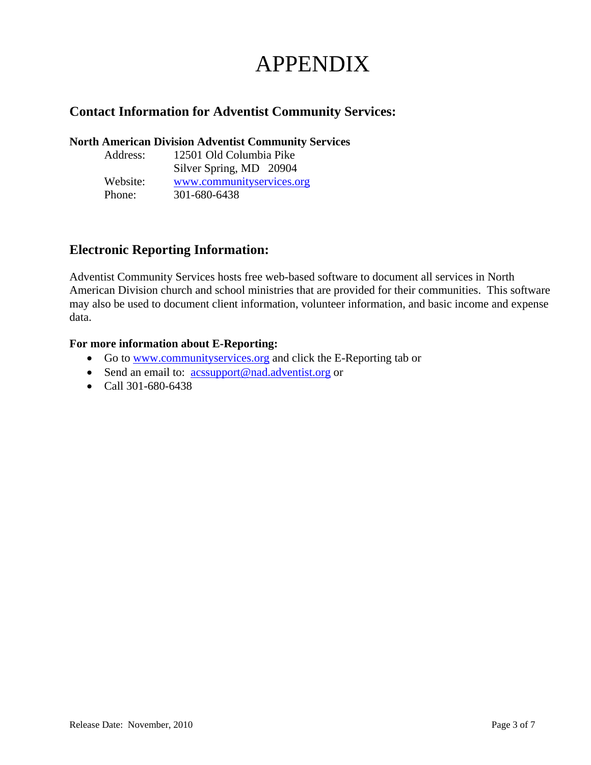# APPENDIX

## Contact Information for Adventist Community Services:

**North American Division Adventist Community Services**

Address: 12501 Old Columbia Pike
Silver Spring, MD 20904
Website: www.communityservices.org
Phone: 301-680-6438

## Electronic Reporting Information:

Adventist Community Services hosts free web-based software to document all services in North American Division church and school ministries that are provided for their communities. This software may also be used to document client information, volunteer information, and basic income and expense data.

**For more information about E-Reporting:**

- Go to www.communityservices.org and click the E-Reporting tab or
- Send an email to: acssupport@nad.adventist.org or
- Call 301-680-6438

Release Date: November, 2010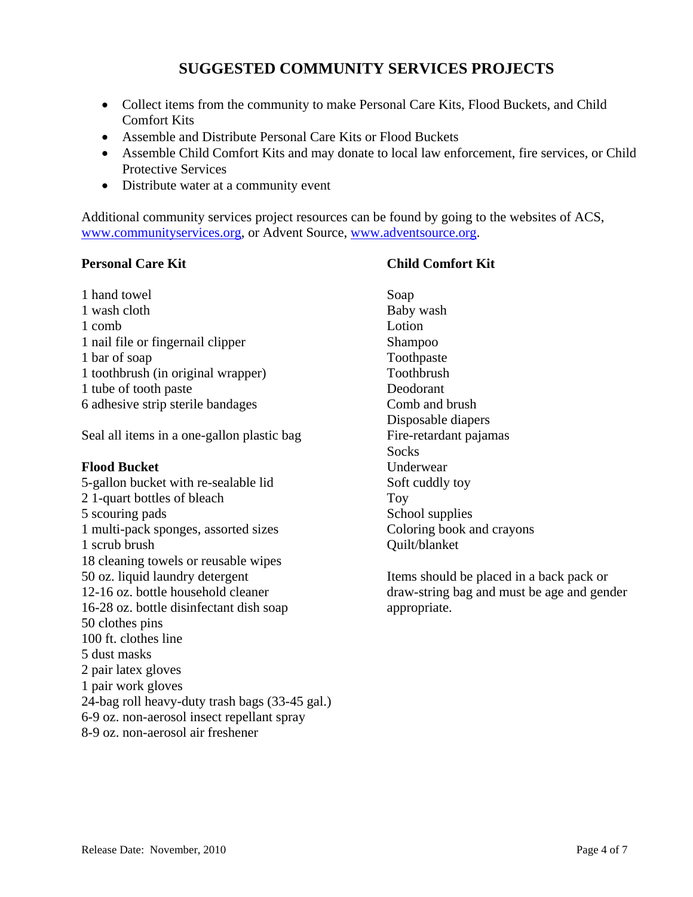# SUGGESTED COMMUNITY SERVICES PROJECTS

- Collect items from the community to make Personal Care Kits, Flood Buckets, and Child Comfort Kits
- Assemble and Distribute Personal Care Kits or Flood Buckets
- Assemble Child Comfort Kits and may donate to local law enforcement, fire services, or Child Protective Services
- Distribute water at a community event

Additional community services project resources can be found by going to the websites of ACS, www.communityservices.org, or Advent Source, www.adventsource.org.

**Personal Care Kit**

1 hand towel
1 wash cloth
1 comb
1 nail file or fingernail clipper
1 bar of soap
1 toothbrush (in original wrapper)
1 tube of tooth paste
6 adhesive strip sterile bandages

Seal all items in a one-gallon plastic bag

**Flood Bucket**

5-gallon bucket with re-sealable lid
2 1-quart bottles of bleach
5 scouring pads
1 multi-pack sponges, assorted sizes
1 scrub brush
18 cleaning towels or reusable wipes
50 oz. liquid laundry detergent
12-16 oz. bottle household cleaner
16-28 oz. bottle disinfectant dish soap
50 clothes pins
100 ft. clothes line
5 dust masks
2 pair latex gloves
1 pair work gloves
24-bag roll heavy-duty trash bags (33-45 gal.)
6-9 oz. non-aerosol insect repellant spray
8-9 oz. non-aerosol air freshener

**Child Comfort Kit**

Soap
Baby wash
Lotion
Shampoo
Toothpaste
Toothbrush
Deodorant
Comb and brush
Disposable diapers
Fire-retardant pajamas
Socks
Underwear
Soft cuddly toy
Toy
School supplies
Coloring book and crayons
Quilt/blanket

Items should be placed in a back pack or draw-string bag and must be age and gender appropriate.

Release Date: November, 2010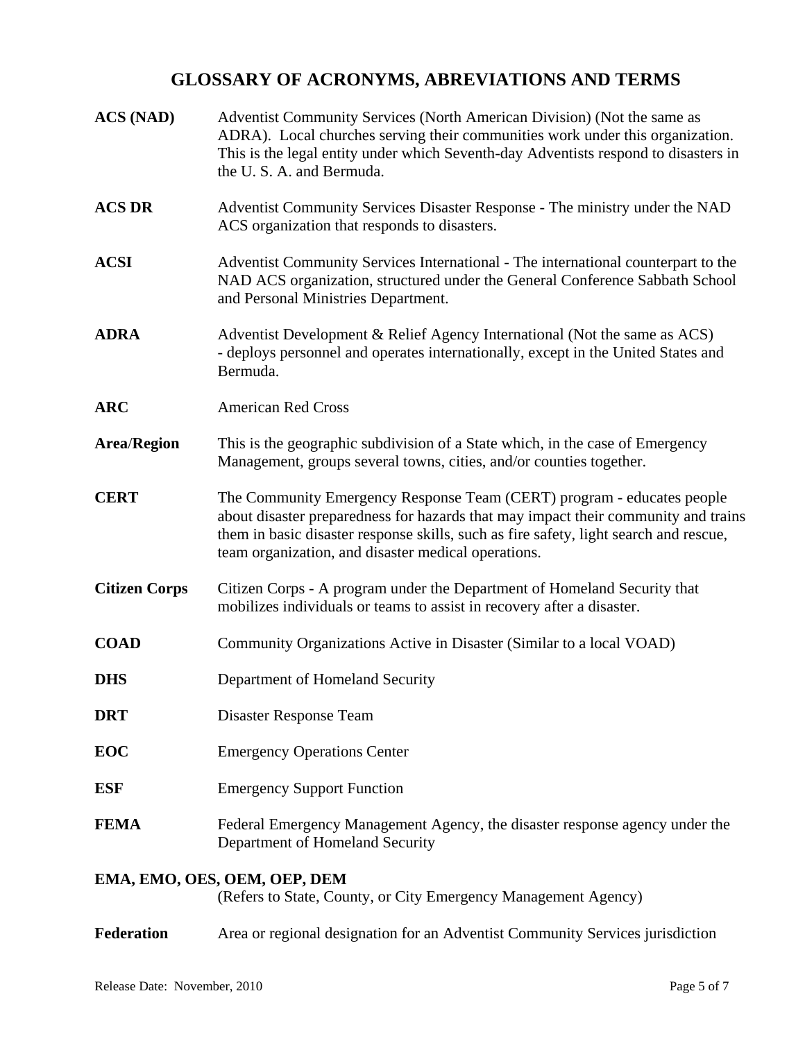# GLOSSARY OF ACRONYMS, ABREVIATIONS AND TERMS

**ACS (NAD)** Adventist Community Services (North American Division) (Not the same as ADRA). Local churches serving their communities work under this organization. This is the legal entity under which Seventh-day Adventists respond to disasters in the U. S. A. and Bermuda.

**ACS DR** Adventist Community Services Disaster Response - The ministry under the NAD ACS organization that responds to disasters.

**ACSI** Adventist Community Services International - The international counterpart to the NAD ACS organization, structured under the General Conference Sabbath School and Personal Ministries Department.

**ADRA** Adventist Development & Relief Agency International (Not the same as ACS) - deploys personnel and operates internationally, except in the United States and Bermuda.

**ARC** American Red Cross

**Area/Region** This is the geographic subdivision of a State which, in the case of Emergency Management, groups several towns, cities, and/or counties together.

**CERT** The Community Emergency Response Team (CERT) program - educates people about disaster preparedness for hazards that may impact their community and trains them in basic disaster response skills, such as fire safety, light search and rescue, team organization, and disaster medical operations.

**Citizen Corps** Citizen Corps - A program under the Department of Homeland Security that mobilizes individuals or teams to assist in recovery after a disaster.

**COAD** Community Organizations Active in Disaster (Similar to a local VOAD)

**DHS** Department of Homeland Security

**DRT** Disaster Response Team

**EOC** Emergency Operations Center

**ESF** Emergency Support Function

**FEMA** Federal Emergency Management Agency, the disaster response agency under the Department of Homeland Security

**EMA, EMO, OES, OEM, OEP, DEM**
(Refers to State, County, or City Emergency Management Agency)

**Federation** Area or regional designation for an Adventist Community Services jurisdiction

Release Date: November, 2010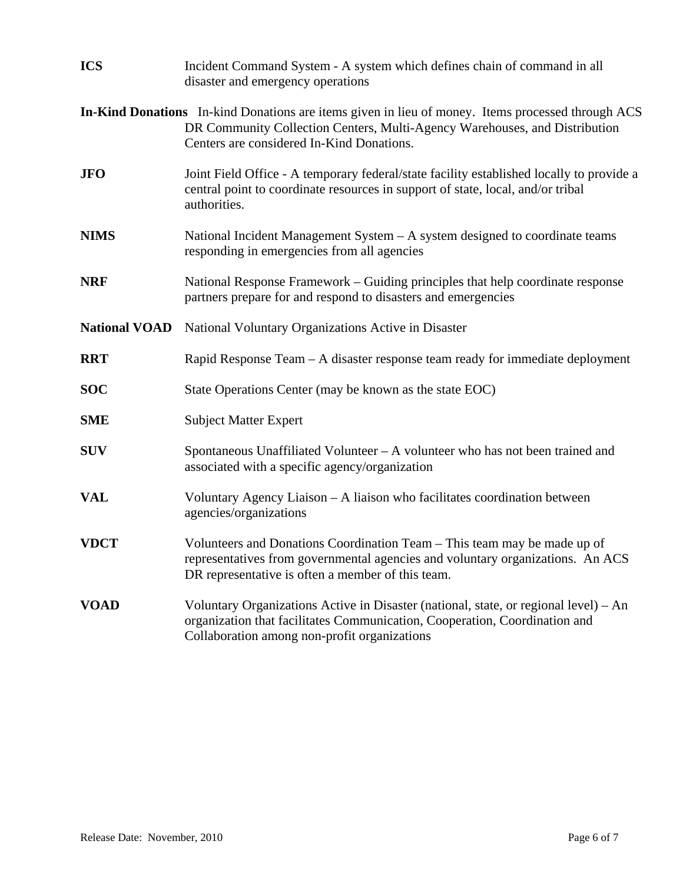**ICS** Incident Command System - A system which defines chain of command in all disaster and emergency operations

**In-Kind Donations** In-kind Donations are items given in lieu of money. Items processed through ACS DR Community Collection Centers, Multi-Agency Warehouses, and Distribution Centers are considered In-Kind Donations.

**JFO** Joint Field Office - A temporary federal/state facility established locally to provide a central point to coordinate resources in support of state, local, and/or tribal authorities.

**NIMS** National Incident Management System – A system designed to coordinate teams responding in emergencies from all agencies

**NRF** National Response Framework – Guiding principles that help coordinate response partners prepare for and respond to disasters and emergencies

**National VOAD** National Voluntary Organizations Active in Disaster

**RRT** Rapid Response Team – A disaster response team ready for immediate deployment

**SOC** State Operations Center (may be known as the state EOC)

**SME** Subject Matter Expert

**SUV** Spontaneous Unaffiliated Volunteer – A volunteer who has not been trained and associated with a specific agency/organization

**VAL** Voluntary Agency Liaison – A liaison who facilitates coordination between agencies/organizations

**VDCT** Volunteers and Donations Coordination Team – This team may be made up of representatives from governmental agencies and voluntary organizations. An ACS DR representative is often a member of this team.

**VOAD** Voluntary Organizations Active in Disaster (national, state, or regional level) – An organization that facilitates Communication, Cooperation, Coordination and Collaboration among non-profit organizations

Release Date: November, 2010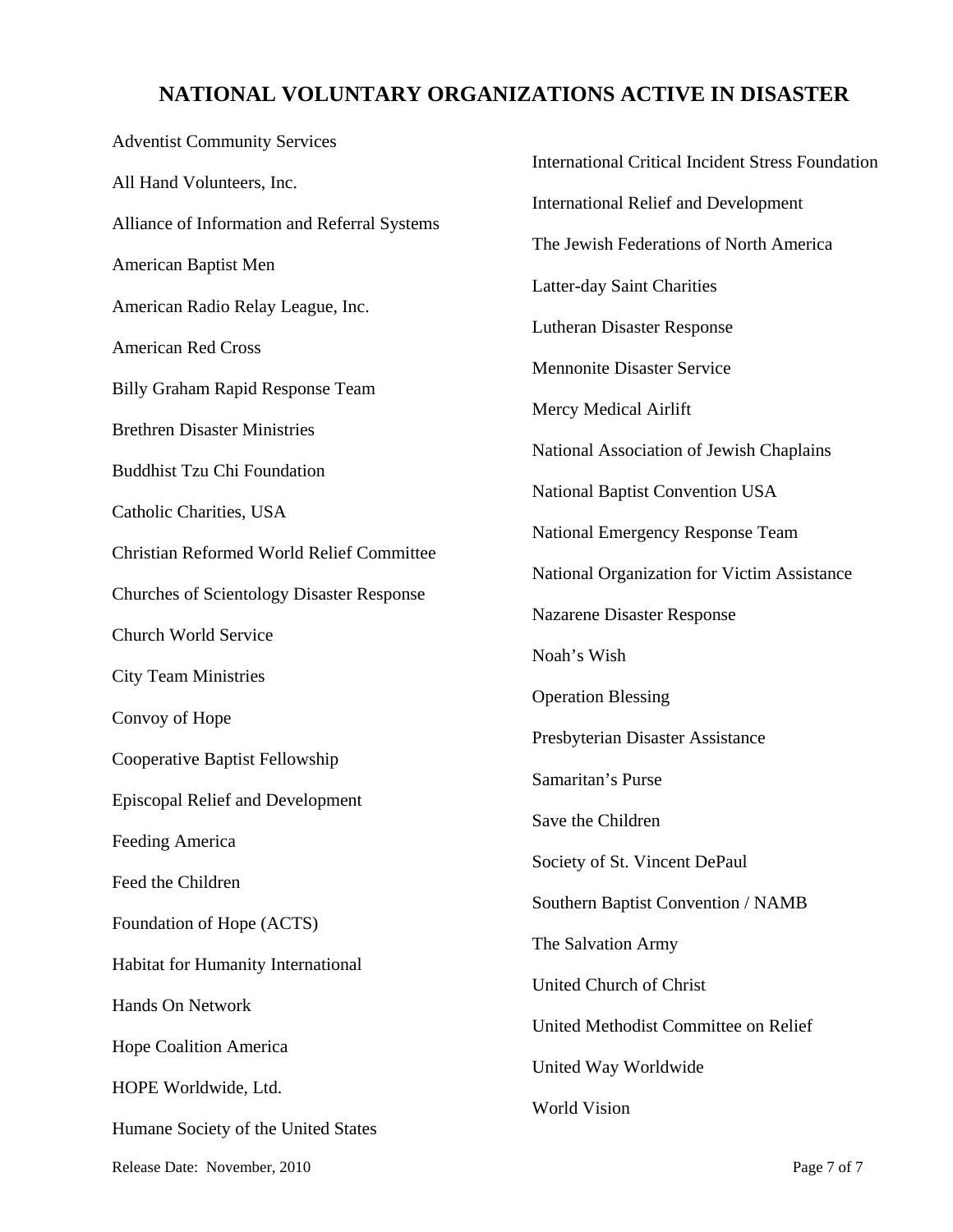## NATIONAL VOLUNTARY ORGANIZATIONS ACTIVE IN DISASTER

Adventist Community Services

All Hand Volunteers, Inc.

Alliance of Information and Referral Systems

American Baptist Men

American Radio Relay League, Inc.

American Red Cross

Billy Graham Rapid Response Team

Brethren Disaster Ministries

Buddhist Tzu Chi Foundation

Catholic Charities, USA

Christian Reformed World Relief Committee

Churches of Scientology Disaster Response

Church World Service

City Team Ministries

Convoy of Hope

Cooperative Baptist Fellowship

Episcopal Relief and Development

Feeding America

Feed the Children

Foundation of Hope (ACTS)

Habitat for Humanity International

Hands On Network

Hope Coalition America

HOPE Worldwide, Ltd.

Humane Society of the United States

International Critical Incident Stress Foundation

International Relief and Development

The Jewish Federations of North America

Latter-day Saint Charities

Lutheran Disaster Response

Mennonite Disaster Service

Mercy Medical Airlift

National Association of Jewish Chaplains

National Baptist Convention USA

National Emergency Response Team

National Organization for Victim Assistance

Nazarene Disaster Response

Noah's Wish

Operation Blessing

Presbyterian Disaster Assistance

Samaritan's Purse

Save the Children

Society of St. Vincent DePaul

Southern Baptist Convention / NAMB

The Salvation Army

United Church of Christ

United Methodist Committee on Relief

United Way Worldwide

World Vision

Release Date: November, 2010